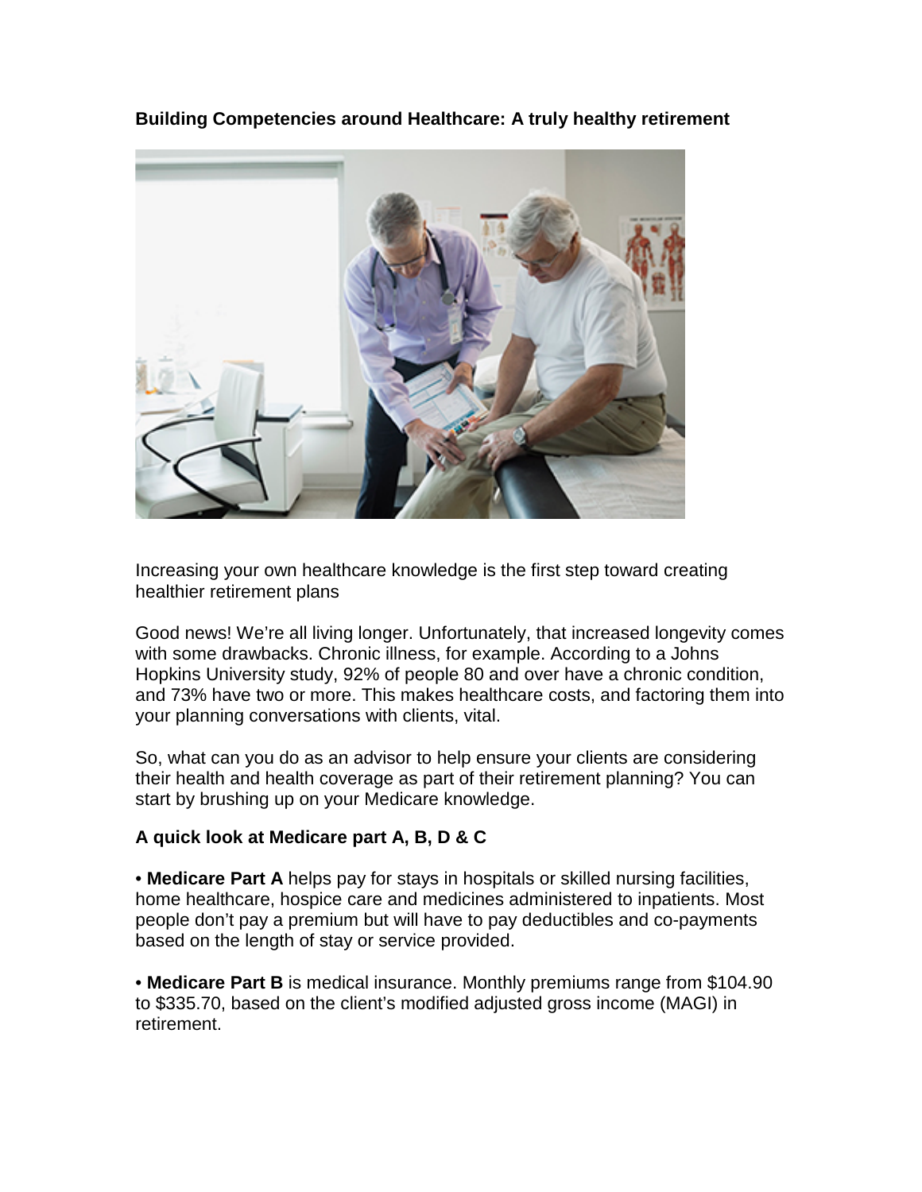**Building Competencies around Healthcare: A truly healthy retirement**

Increasing your own healthcare knowledge is the first step toward creating healthier retirement plans

Good news! We're all living longer. Unfortunately, that increased longevity comes with some drawbacks. Chronic illness, for example. According to a Johns Hopkins University study, 92% of people 80 and over have a chronic condition, and 73% have two or more. This makes healthcare costs, and factoring them into your planning conversations with clients, vital.

So, what can you do as an advisor to help ensure your clients are considering their health and health coverage as part of their retirement planning? You can start by brushing up on your Medicare knowledge.

**A quick look at Medicare part A, B, D & C**

- **Medicare Part A** helps pay for stays in hospitals or skilled nursing facilities, home healthcare, hospice care and medicines administered to inpatients. Most people don't pay a premium but will have to pay deductibles and co-payments based on the length of stay or service provided.

- **Medicare Part B** is medical insurance. Monthly premiums range from $104.90 to $335.70, based on the client's modified adjusted gross income (MAGI) in retirement.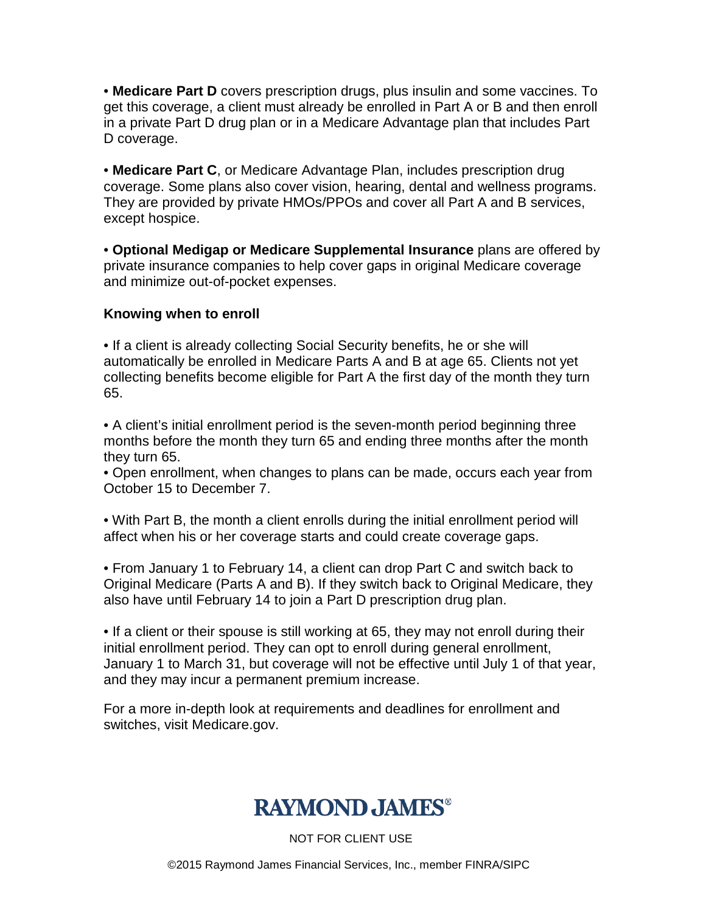• **Medicare Part D** covers prescription drugs, plus insulin and some vaccines. To get this coverage, a client must already be enrolled in Part A or B and then enroll in a private Part D drug plan or in a Medicare Advantage plan that includes Part D coverage.

• **Medicare Part C**, or Medicare Advantage Plan, includes prescription drug coverage. Some plans also cover vision, hearing, dental and wellness programs. They are provided by private HMOs/PPOs and cover all Part A and B services, except hospice.

• **Optional Medigap or Medicare Supplemental Insurance** plans are offered by private insurance companies to help cover gaps in original Medicare coverage and minimize out-of-pocket expenses.

**Knowing when to enroll**

• If a client is already collecting Social Security benefits, he or she will automatically be enrolled in Medicare Parts A and B at age 65. Clients not yet collecting benefits become eligible for Part A the first day of the month they turn 65.

• A client's initial enrollment period is the seven-month period beginning three months before the month they turn 65 and ending three months after the month they turn 65.

• Open enrollment, when changes to plans can be made, occurs each year from October 15 to December 7.

• With Part B, the month a client enrolls during the initial enrollment period will affect when his or her coverage starts and could create coverage gaps.

• From January 1 to February 14, a client can drop Part C and switch back to Original Medicare (Parts A and B). If they switch back to Original Medicare, they also have until February 14 to join a Part D prescription drug plan.

• If a client or their spouse is still working at 65, they may not enroll during their initial enrollment period. They can opt to enroll during general enrollment, January 1 to March 31, but coverage will not be effective until July 1 of that year, and they may incur a permanent premium increase.

For a more in-depth look at requirements and deadlines for enrollment and switches, visit Medicare.gov.

**RAYMOND JAMES®**

NOT FOR CLIENT USE

©2015 Raymond James Financial Services, Inc., member FINRA/SIPC